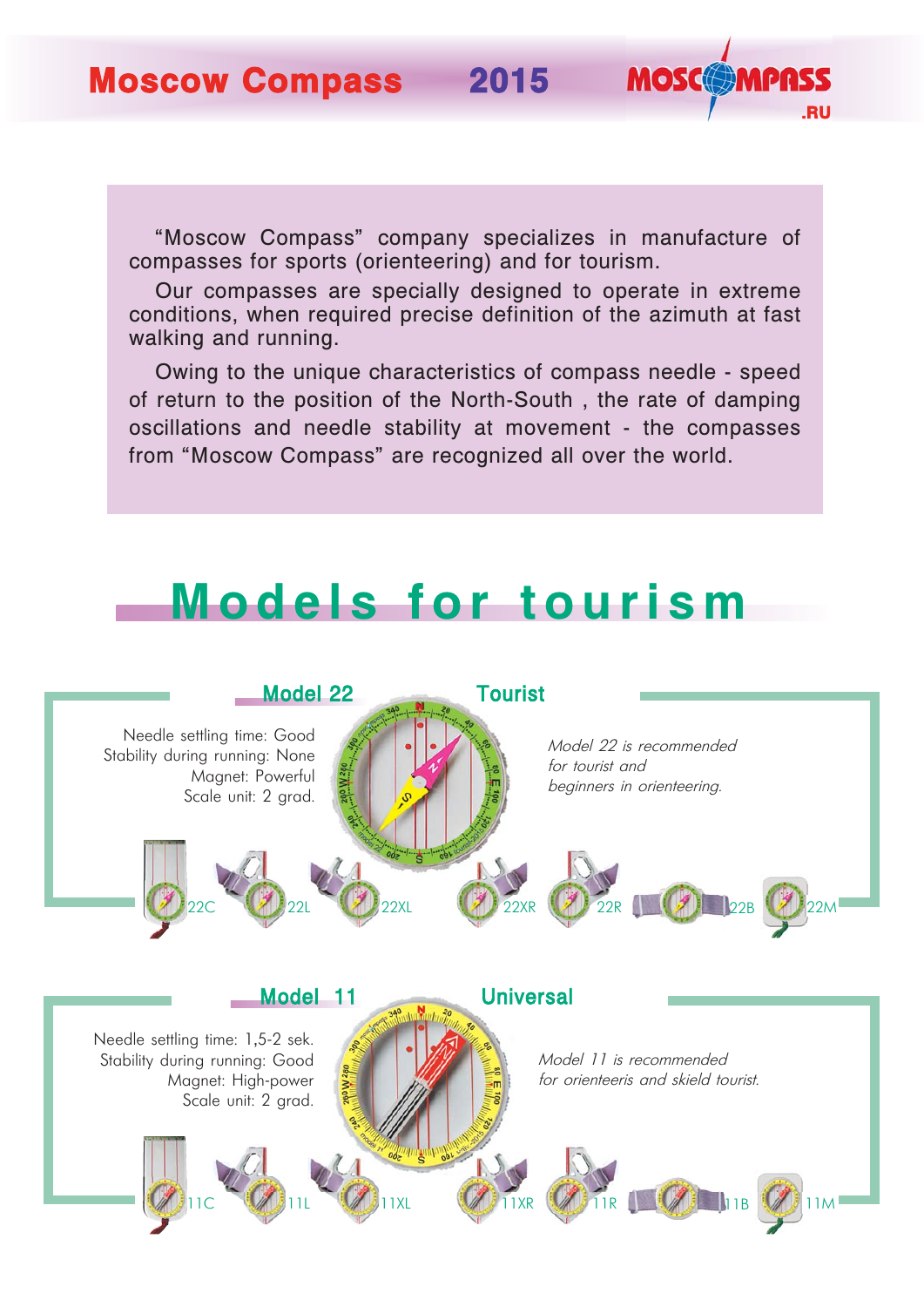# Moscow Compass 2015

"Moscow Compass" company specializes in manufacture of compasses for sports (orienteering) and for tourism.

Our compasses are specially designed to operate in extreme conditions, when required precise definition of the azimuth at fast walking and running.

Owing to the unique characteristics of compass needle - speed of return to the position of the North-South , the rate of damping oscillations and needle stability at movement - the compasses from "Moscow Compass" are recognized all over the world.

## Models for tourism

### Model 22 Tourist

Needle settling time: Good
Stability during running: None
Magnet: Powerful
Scale unit: 2 grad.

*Model 22 is recommended for tourist and beginners in orienteering.*

22C 22L 22XL 22XR 22R 22B 22M

### Model 11 Universal

Needle settling time: 1,5-2 sek.
Stability during running: Good
Magnet: High-power
Scale unit: 2 grad.

*Model 11 is recommended for orienteeris and skield tourist.*

11C 11L 11XL 11XR 11R 11B 11M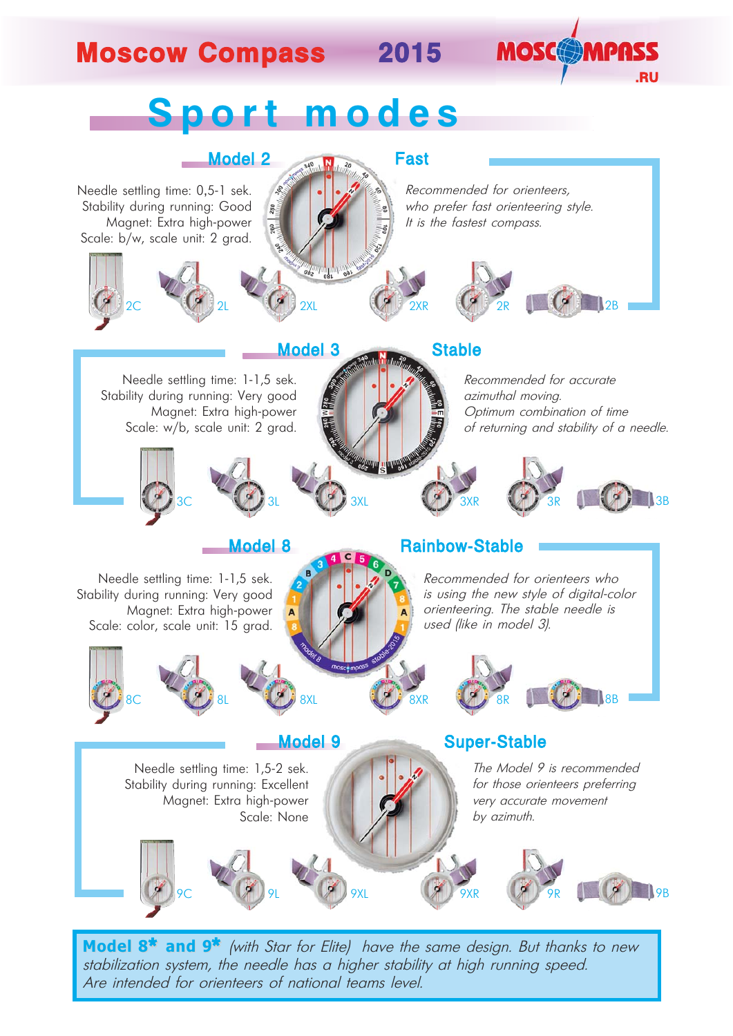# Moscow Compass 2015

MOSCOMPASS.RU

## Sport modes

### Model 2 — Fast

Needle settling time: 0,5-1 sek.
Stability during running: Good
Magnet: Extra high-power
Scale: b/w, scale unit: 2 grad.

*Recommended for orienteers, who prefer fast orienteering style. It is the fastest compass.*

2C 2L 2XL 2XR 2R 2B

### Model 3 — Stable

Needle settling time: 1-1,5 sek.
Stability during running: Very good
Magnet: Extra high-power
Scale: w/b, scale unit: 2 grad.

*Recommended for accurate azimuthal moving. Optimum combination of time of returning and stability of a needle.*

3C 3L 3XL 3XR 3R 3B

### Model 8 — Rainbow-Stable

Needle settling time: 1-1,5 sek.
Stability during running: Very good
Magnet: Extra high-power
Scale: color, scale unit: 15 grad.

*Recommended for orienteers who is using the new style of digital-color orienteering. The stable needle is used (like in model 3).*

8C 8L 8XL 8XR 8R 8B

### Model 9 — Super-Stable

Needle settling time: 1,5-2 sek.
Stability during running: Excellent
Magnet: Extra high-power
Scale: None

*The Model 9 is recommended for those orienteers preferring very accurate movement by azimuth.*

9C 9L 9XL 9XR 9R 9B

**Model 8\* and 9\*** *(with Star for Elite) have the same design. But thanks to new stabilization system, the needle has a higher stability at high running speed. Are intended for orienteers of national teams level.*